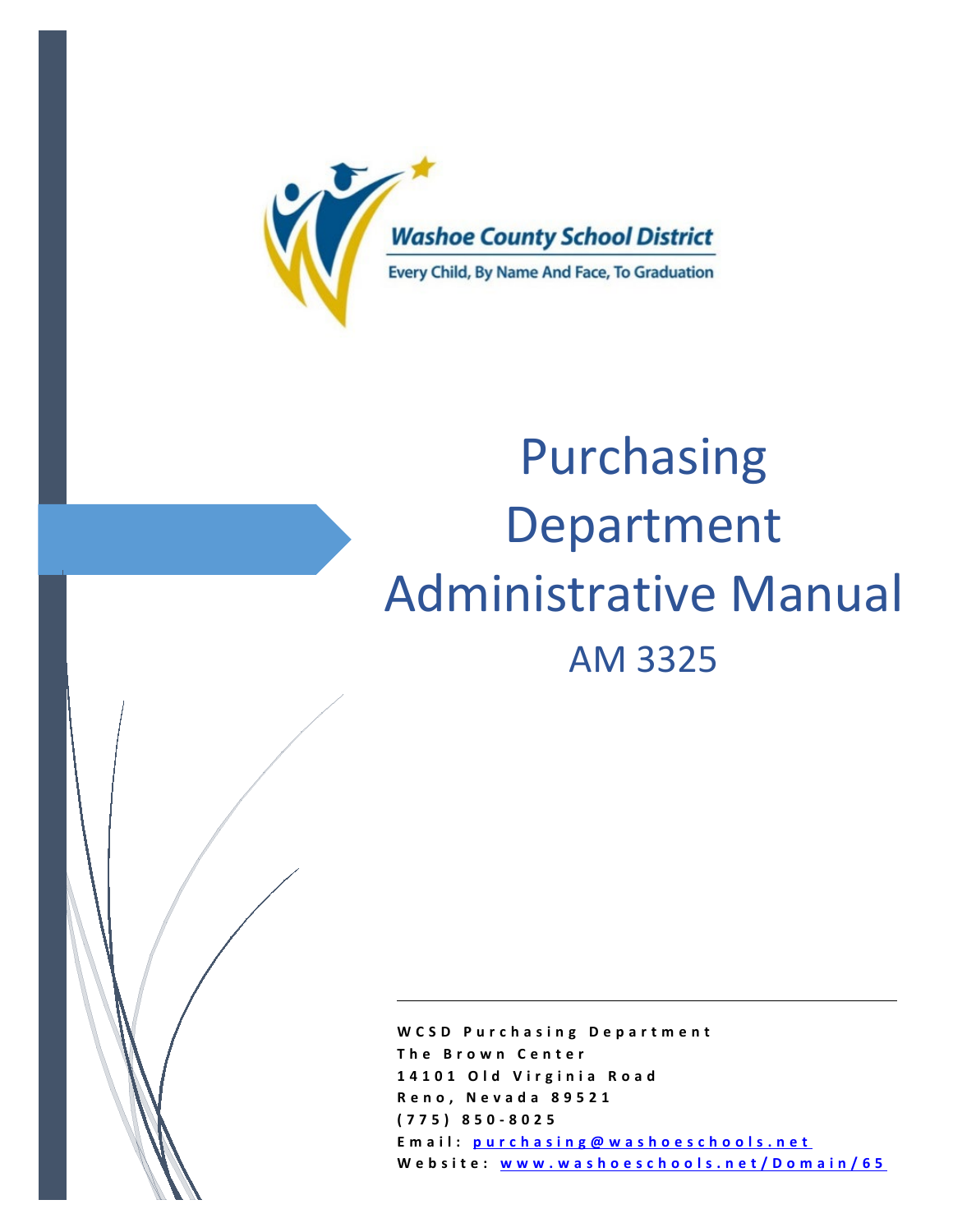Washoe County School District

Every Child, By Name And Face, To Graduation

# Purchasing Department Administrative Manual

## AM 3325

**WCSD Purchasing Department**
**The Brown Center**
**14101 Old Virginia Road**
**Reno, Nevada 89521**
**(775) 850-8025**
**Email: purchasing@washoeschools.net**
**Website: www.washoeschools.net/Domain/65**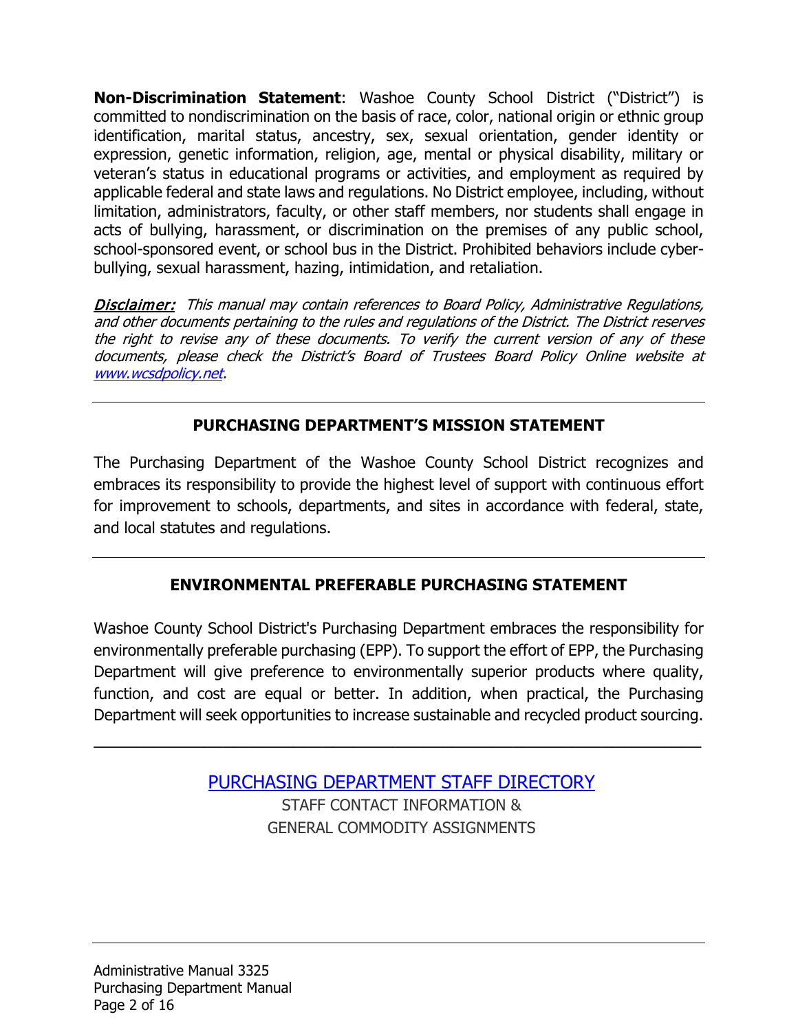**Non-Discrimination Statement**: Washoe County School District ("District") is committed to nondiscrimination on the basis of race, color, national origin or ethnic group identification, marital status, ancestry, sex, sexual orientation, gender identity or expression, genetic information, religion, age, mental or physical disability, military or veteran's status in educational programs or activities, and employment as required by applicable federal and state laws and regulations. No District employee, including, without limitation, administrators, faculty, or other staff members, nor students shall engage in acts of bullying, harassment, or discrimination on the premises of any public school, school-sponsored event, or school bus in the District. Prohibited behaviors include cyber-bullying, sexual harassment, hazing, intimidation, and retaliation.

***Disclaimer:*** *This manual may contain references to Board Policy, Administrative Regulations, and other documents pertaining to the rules and regulations of the District. The District reserves the right to revise any of these documents. To verify the current version of any of these documents, please check the District's Board of Trustees Board Policy Online website at [www.wcsdpolicy.net](http://www.wcsdpolicy.net).*

---

## PURCHASING DEPARTMENT'S MISSION STATEMENT

The Purchasing Department of the Washoe County School District recognizes and embraces its responsibility to provide the highest level of support with continuous effort for improvement to schools, departments, and sites in accordance with federal, state, and local statutes and regulations.

---

## ENVIRONMENTAL PREFERABLE PURCHASING STATEMENT

Washoe County School District's Purchasing Department embraces the responsibility for environmentally preferable purchasing (EPP). To support the effort of EPP, the Purchasing Department will give preference to environmentally superior products where quality, function, and cost are equal or better. In addition, when practical, the Purchasing Department will seek opportunities to increase sustainable and recycled product sourcing.

---

PURCHASING DEPARTMENT STAFF DIRECTORY

STAFF CONTACT INFORMATION &
GENERAL COMMODITY ASSIGNMENTS

---

Administrative Manual 3325
Purchasing Department Manual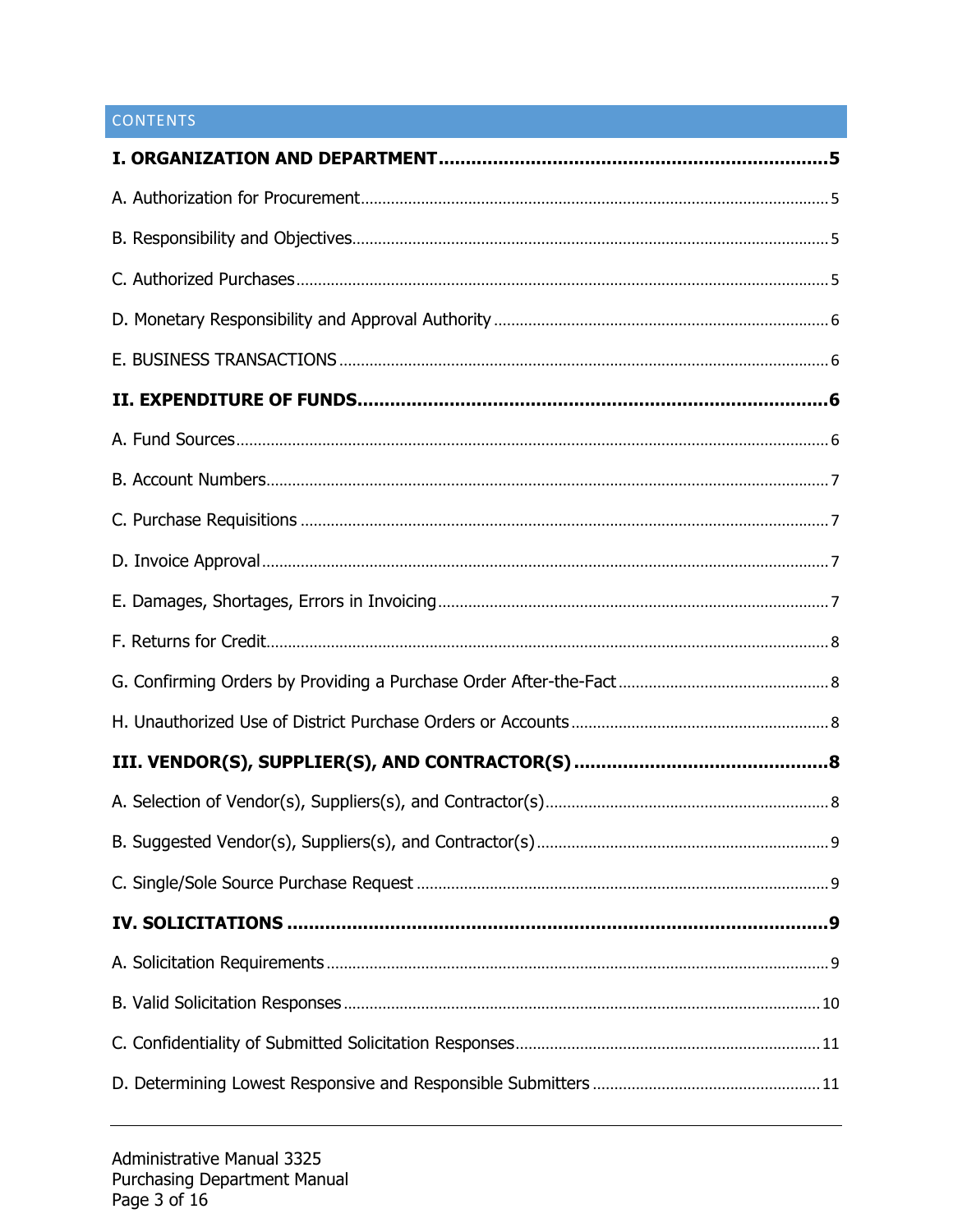## CONTENTS

**I. ORGANIZATION AND DEPARTMENT** .......... **5**

A. Authorization for Procurement .......... 5

B. Responsibility and Objectives .......... 5

C. Authorized Purchases .......... 5

D. Monetary Responsibility and Approval Authority .......... 6

E. BUSINESS TRANSACTIONS .......... 6

**II. EXPENDITURE OF FUNDS** .......... **6**

A. Fund Sources .......... 6

B. Account Numbers .......... 7

C. Purchase Requisitions .......... 7

D. Invoice Approval .......... 7

E. Damages, Shortages, Errors in Invoicing .......... 7

F. Returns for Credit .......... 8

G. Confirming Orders by Providing a Purchase Order After-the-Fact .......... 8

H. Unauthorized Use of District Purchase Orders or Accounts .......... 8

**III. VENDOR(S), SUPPLIER(S), AND CONTRACTOR(S)** .......... **8**

A. Selection of Vendor(s), Suppliers(s), and Contractor(s) .......... 8

B. Suggested Vendor(s), Suppliers(s), and Contractor(s) .......... 9

C. Single/Sole Source Purchase Request .......... 9

**IV. SOLICITATIONS** .......... **9**

A. Solicitation Requirements .......... 9

B. Valid Solicitation Responses .......... 10

C. Confidentiality of Submitted Solicitation Responses .......... 11

D. Determining Lowest Responsive and Responsible Submitters .......... 11

Administrative Manual 3325
Purchasing Department Manual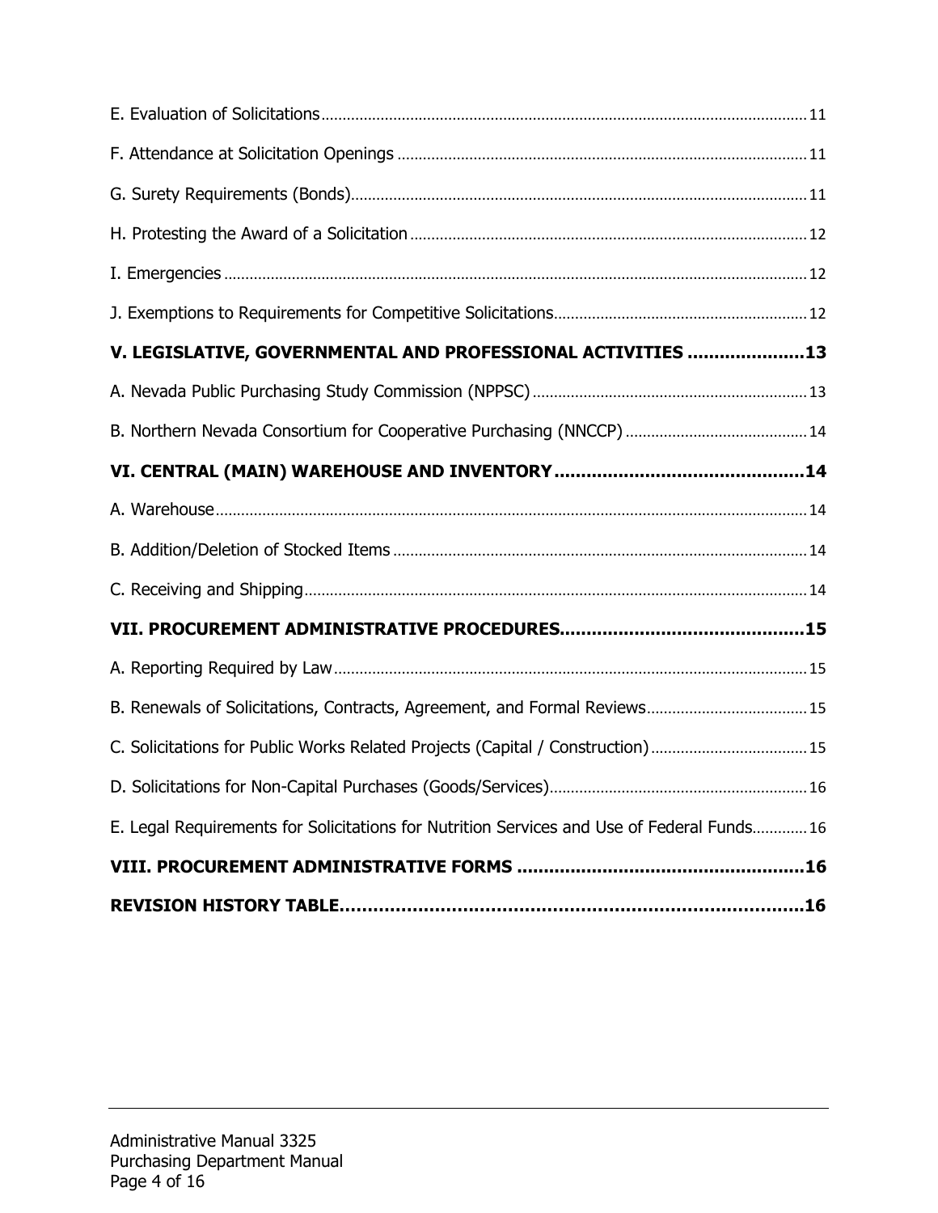E. Evaluation of Solicitations ..... 11

F. Attendance at Solicitation Openings ..... 11

G. Surety Requirements (Bonds) ..... 11

H. Protesting the Award of a Solicitation ..... 12

I. Emergencies ..... 12

J. Exemptions to Requirements for Competitive Solicitations ..... 12

**V. LEGISLATIVE, GOVERNMENTAL AND PROFESSIONAL ACTIVITIES ..... 13**

A. Nevada Public Purchasing Study Commission (NPPSC) ..... 13

B. Northern Nevada Consortium for Cooperative Purchasing (NNCCP) ..... 14

**VI. CENTRAL (MAIN) WAREHOUSE AND INVENTORY ..... 14**

A. Warehouse ..... 14

B. Addition/Deletion of Stocked Items ..... 14

C. Receiving and Shipping ..... 14

**VII. PROCUREMENT ADMINISTRATIVE PROCEDURES ..... 15**

A. Reporting Required by Law ..... 15

B. Renewals of Solicitations, Contracts, Agreement, and Formal Reviews ..... 15

C. Solicitations for Public Works Related Projects (Capital / Construction) ..... 15

D. Solicitations for Non-Capital Purchases (Goods/Services) ..... 16

E. Legal Requirements for Solicitations for Nutrition Services and Use of Federal Funds ..... 16

**VIII. PROCUREMENT ADMINISTRATIVE FORMS ..... 16**

**REVISION HISTORY TABLE ..... 16**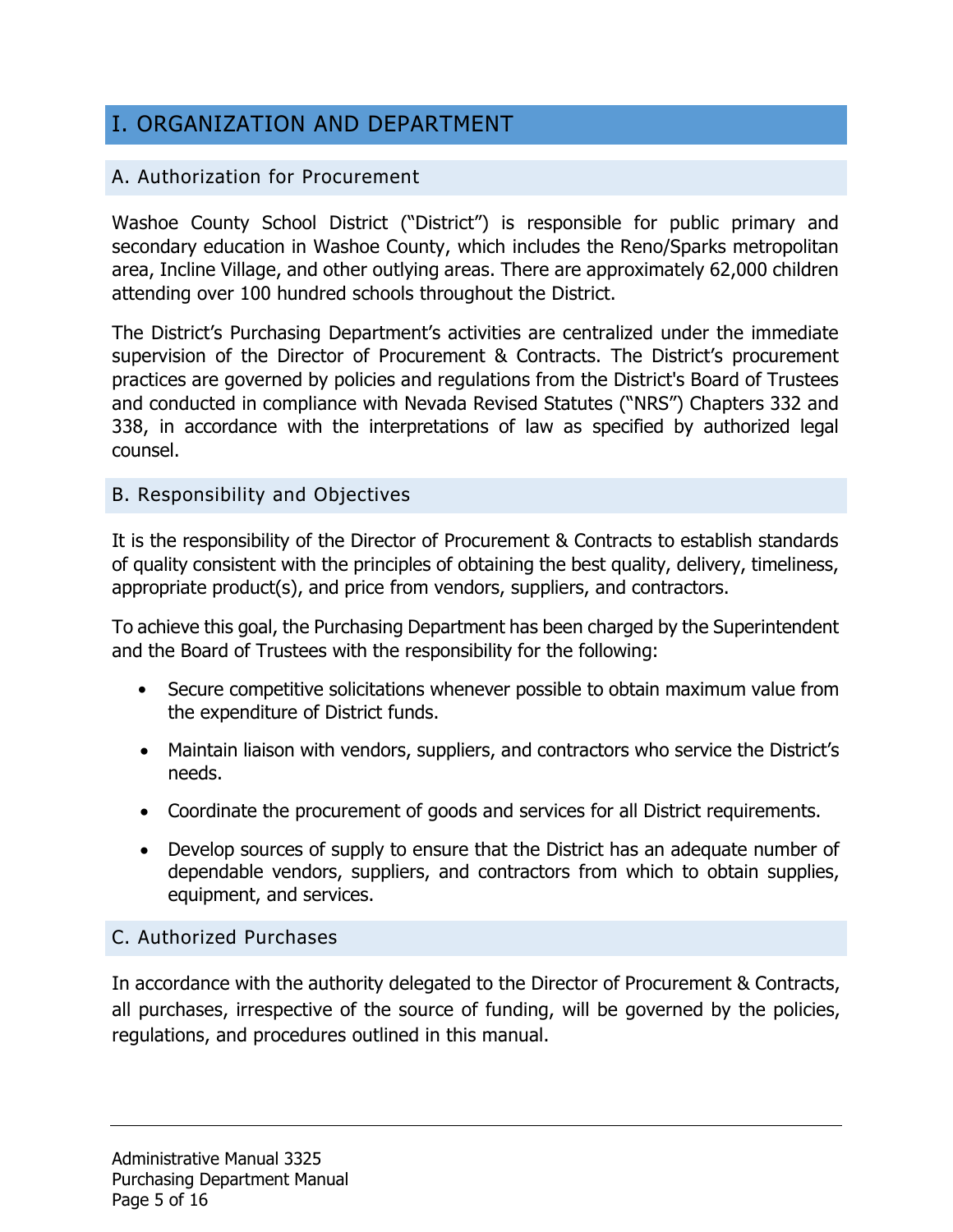# I. ORGANIZATION AND DEPARTMENT

## A. Authorization for Procurement

Washoe County School District ("District") is responsible for public primary and secondary education in Washoe County, which includes the Reno/Sparks metropolitan area, Incline Village, and other outlying areas. There are approximately 62,000 children attending over 100 hundred schools throughout the District.

The District's Purchasing Department's activities are centralized under the immediate supervision of the Director of Procurement & Contracts. The District's procurement practices are governed by policies and regulations from the District's Board of Trustees and conducted in compliance with Nevada Revised Statutes ("NRS") Chapters 332 and 338, in accordance with the interpretations of law as specified by authorized legal counsel.

## B. Responsibility and Objectives

It is the responsibility of the Director of Procurement & Contracts to establish standards of quality consistent with the principles of obtaining the best quality, delivery, timeliness, appropriate product(s), and price from vendors, suppliers, and contractors.

To achieve this goal, the Purchasing Department has been charged by the Superintendent and the Board of Trustees with the responsibility for the following:

- Secure competitive solicitations whenever possible to obtain maximum value from the expenditure of District funds.
- Maintain liaison with vendors, suppliers, and contractors who service the District's needs.
- Coordinate the procurement of goods and services for all District requirements.
- Develop sources of supply to ensure that the District has an adequate number of dependable vendors, suppliers, and contractors from which to obtain supplies, equipment, and services.

## C. Authorized Purchases

In accordance with the authority delegated to the Director of Procurement & Contracts, all purchases, irrespective of the source of funding, will be governed by the policies, regulations, and procedures outlined in this manual.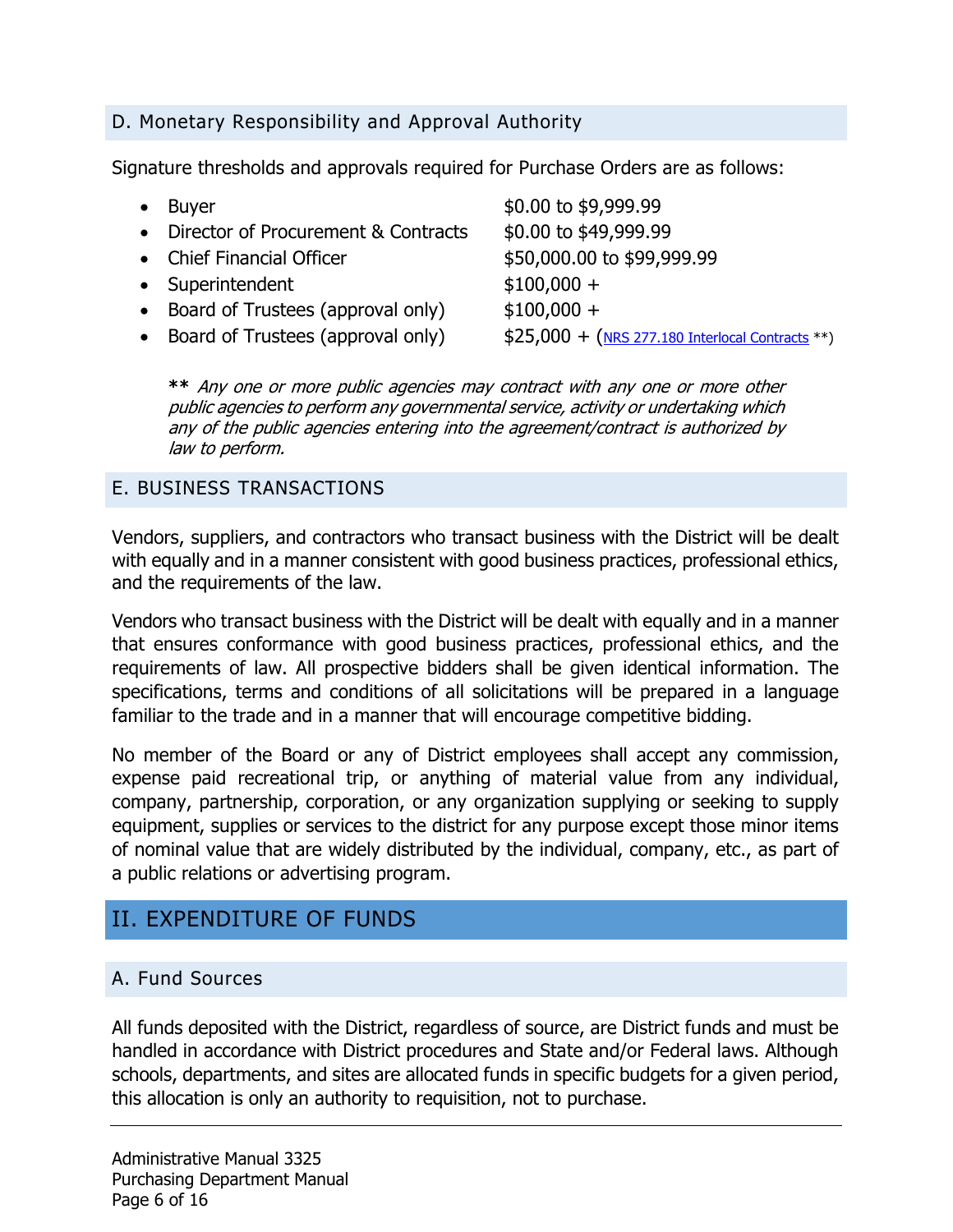### D. Monetary Responsibility and Approval Authority

Signature thresholds and approvals required for Purchase Orders are as follows:

- Buyer — $0.00 to $9,999.99
- Director of Procurement & Contracts — $0.00 to $49,999.99
- Chief Financial Officer — $50,000.00 to $99,999.99
- Superintendent — $100,000 +
- Board of Trustees (approval only) — $100,000 +
- Board of Trustees (approval only) — $25,000 + (NRS 277.180 Interlocal Contracts **)

**\*\*** *Any one or more public agencies may contract with any one or more other public agencies to perform any governmental service, activity or undertaking which any of the public agencies entering into the agreement/contract is authorized by law to perform.*

### E. BUSINESS TRANSACTIONS

Vendors, suppliers, and contractors who transact business with the District will be dealt with equally and in a manner consistent with good business practices, professional ethics, and the requirements of the law.

Vendors who transact business with the District will be dealt with equally and in a manner that ensures conformance with good business practices, professional ethics, and the requirements of law. All prospective bidders shall be given identical information. The specifications, terms and conditions of all solicitations will be prepared in a language familiar to the trade and in a manner that will encourage competitive bidding.

No member of the Board or any of District employees shall accept any commission, expense paid recreational trip, or anything of material value from any individual, company, partnership, corporation, or any organization supplying or seeking to supply equipment, supplies or services to the district for any purpose except those minor items of nominal value that are widely distributed by the individual, company, etc., as part of a public relations or advertising program.

## II. EXPENDITURE OF FUNDS

### A. Fund Sources

All funds deposited with the District, regardless of source, are District funds and must be handled in accordance with District procedures and State and/or Federal laws. Although schools, departments, and sites are allocated funds in specific budgets for a given period, this allocation is only an authority to requisition, not to purchase.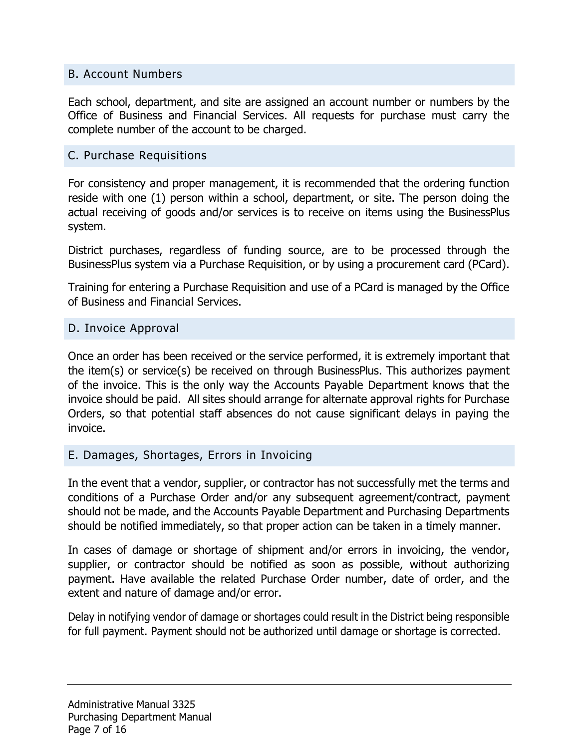## B. Account Numbers

Each school, department, and site are assigned an account number or numbers by the Office of Business and Financial Services. All requests for purchase must carry the complete number of the account to be charged.

## C. Purchase Requisitions

For consistency and proper management, it is recommended that the ordering function reside with one (1) person within a school, department, or site. The person doing the actual receiving of goods and/or services is to receive on items using the BusinessPlus system.

District purchases, regardless of funding source, are to be processed through the BusinessPlus system via a Purchase Requisition, or by using a procurement card (PCard).

Training for entering a Purchase Requisition and use of a PCard is managed by the Office of Business and Financial Services.

## D. Invoice Approval

Once an order has been received or the service performed, it is extremely important that the item(s) or service(s) be received on through BusinessPlus. This authorizes payment of the invoice. This is the only way the Accounts Payable Department knows that the invoice should be paid. All sites should arrange for alternate approval rights for Purchase Orders, so that potential staff absences do not cause significant delays in paying the invoice.

## E. Damages, Shortages, Errors in Invoicing

In the event that a vendor, supplier, or contractor has not successfully met the terms and conditions of a Purchase Order and/or any subsequent agreement/contract, payment should not be made, and the Accounts Payable Department and Purchasing Departments should be notified immediately, so that proper action can be taken in a timely manner.

In cases of damage or shortage of shipment and/or errors in invoicing, the vendor, supplier, or contractor should be notified as soon as possible, without authorizing payment. Have available the related Purchase Order number, date of order, and the extent and nature of damage and/or error.

Delay in notifying vendor of damage or shortages could result in the District being responsible for full payment. Payment should not be authorized until damage or shortage is corrected.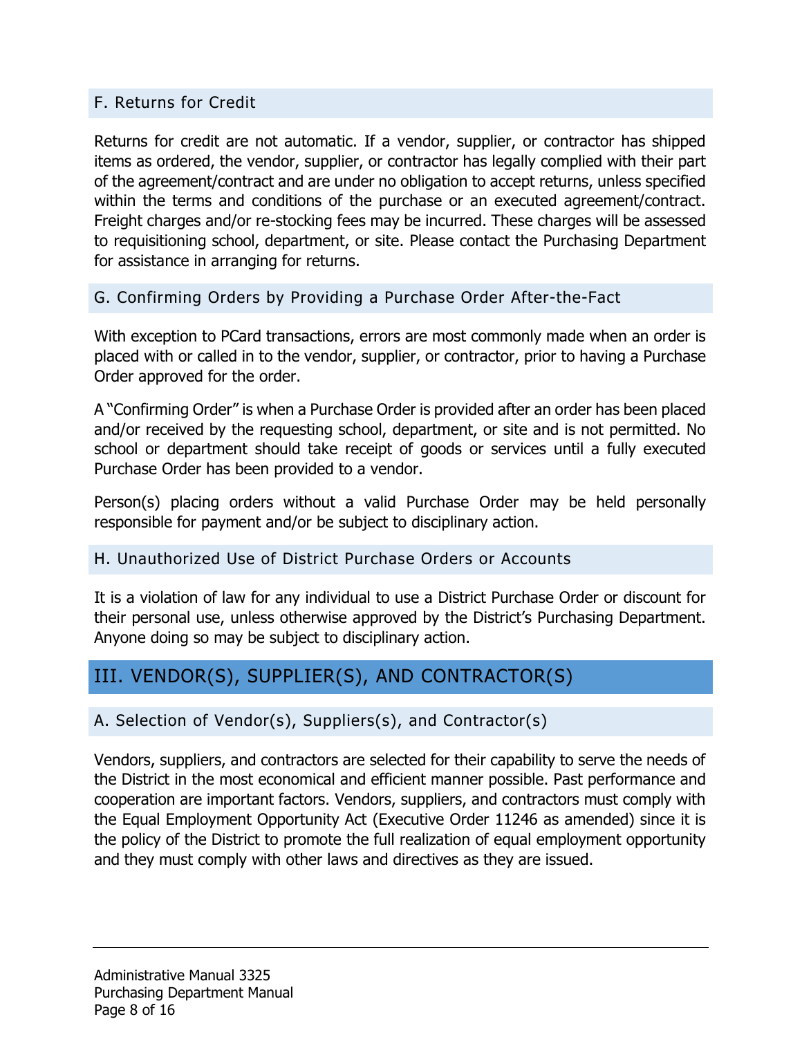### F. Returns for Credit

Returns for credit are not automatic. If a vendor, supplier, or contractor has shipped items as ordered, the vendor, supplier, or contractor has legally complied with their part of the agreement/contract and are under no obligation to accept returns, unless specified within the terms and conditions of the purchase or an executed agreement/contract. Freight charges and/or re-stocking fees may be incurred. These charges will be assessed to requisitioning school, department, or site. Please contact the Purchasing Department for assistance in arranging for returns.

### G. Confirming Orders by Providing a Purchase Order After-the-Fact

With exception to PCard transactions, errors are most commonly made when an order is placed with or called in to the vendor, supplier, or contractor, prior to having a Purchase Order approved for the order.

A "Confirming Order" is when a Purchase Order is provided after an order has been placed and/or received by the requesting school, department, or site and is not permitted. No school or department should take receipt of goods or services until a fully executed Purchase Order has been provided to a vendor.

Person(s) placing orders without a valid Purchase Order may be held personally responsible for payment and/or be subject to disciplinary action.

### H. Unauthorized Use of District Purchase Orders or Accounts

It is a violation of law for any individual to use a District Purchase Order or discount for their personal use, unless otherwise approved by the District's Purchasing Department. Anyone doing so may be subject to disciplinary action.

## III. VENDOR(S), SUPPLIER(S), AND CONTRACTOR(S)

### A. Selection of Vendor(s), Suppliers(s), and Contractor(s)

Vendors, suppliers, and contractors are selected for their capability to serve the needs of the District in the most economical and efficient manner possible. Past performance and cooperation are important factors. Vendors, suppliers, and contractors must comply with the Equal Employment Opportunity Act (Executive Order 11246 as amended) since it is the policy of the District to promote the full realization of equal employment opportunity and they must comply with other laws and directives as they are issued.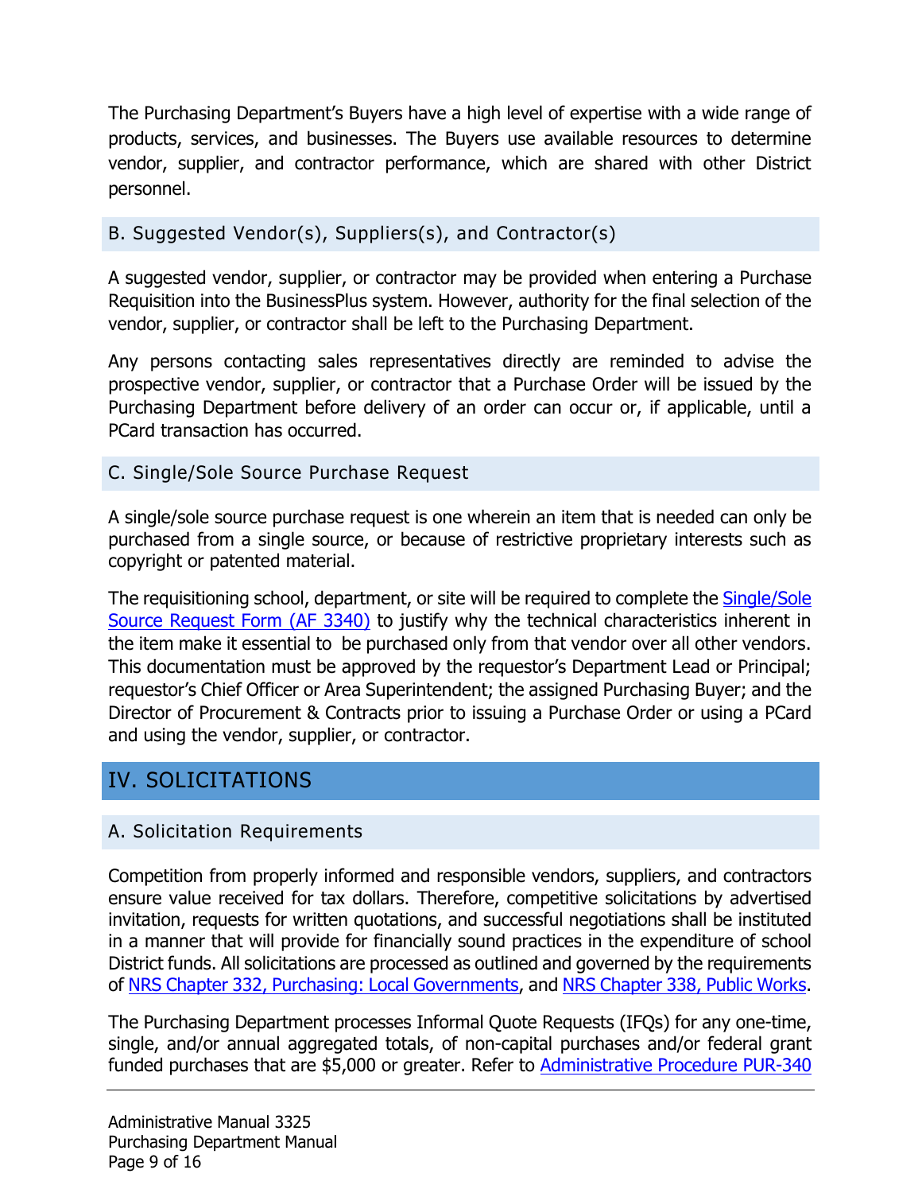The Purchasing Department's Buyers have a high level of expertise with a wide range of products, services, and businesses. The Buyers use available resources to determine vendor, supplier, and contractor performance, which are shared with other District personnel.

### B. Suggested Vendor(s), Suppliers(s), and Contractor(s)

A suggested vendor, supplier, or contractor may be provided when entering a Purchase Requisition into the BusinessPlus system. However, authority for the final selection of the vendor, supplier, or contractor shall be left to the Purchasing Department.

Any persons contacting sales representatives directly are reminded to advise the prospective vendor, supplier, or contractor that a Purchase Order will be issued by the Purchasing Department before delivery of an order can occur or, if applicable, until a PCard transaction has occurred.

### C. Single/Sole Source Purchase Request

A single/sole source purchase request is one wherein an item that is needed can only be purchased from a single source, or because of restrictive proprietary interests such as copyright or patented material.

The requisitioning school, department, or site will be required to complete the Single/Sole Source Request Form (AF 3340) to justify why the technical characteristics inherent in the item make it essential to be purchased only from that vendor over all other vendors. This documentation must be approved by the requestor's Department Lead or Principal; requestor's Chief Officer or Area Superintendent; the assigned Purchasing Buyer; and the Director of Procurement & Contracts prior to issuing a Purchase Order or using a PCard and using the vendor, supplier, or contractor.

## IV. SOLICITATIONS

### A. Solicitation Requirements

Competition from properly informed and responsible vendors, suppliers, and contractors ensure value received for tax dollars. Therefore, competitive solicitations by advertised invitation, requests for written quotations, and successful negotiations shall be instituted in a manner that will provide for financially sound practices in the expenditure of school District funds. All solicitations are processed as outlined and governed by the requirements of NRS Chapter 332, Purchasing: Local Governments, and NRS Chapter 338, Public Works.

The Purchasing Department processes Informal Quote Requests (IFQs) for any one-time, single, and/or annual aggregated totals, of non-capital purchases and/or federal grant funded purchases that are $5,000 or greater. Refer to Administrative Procedure PUR-340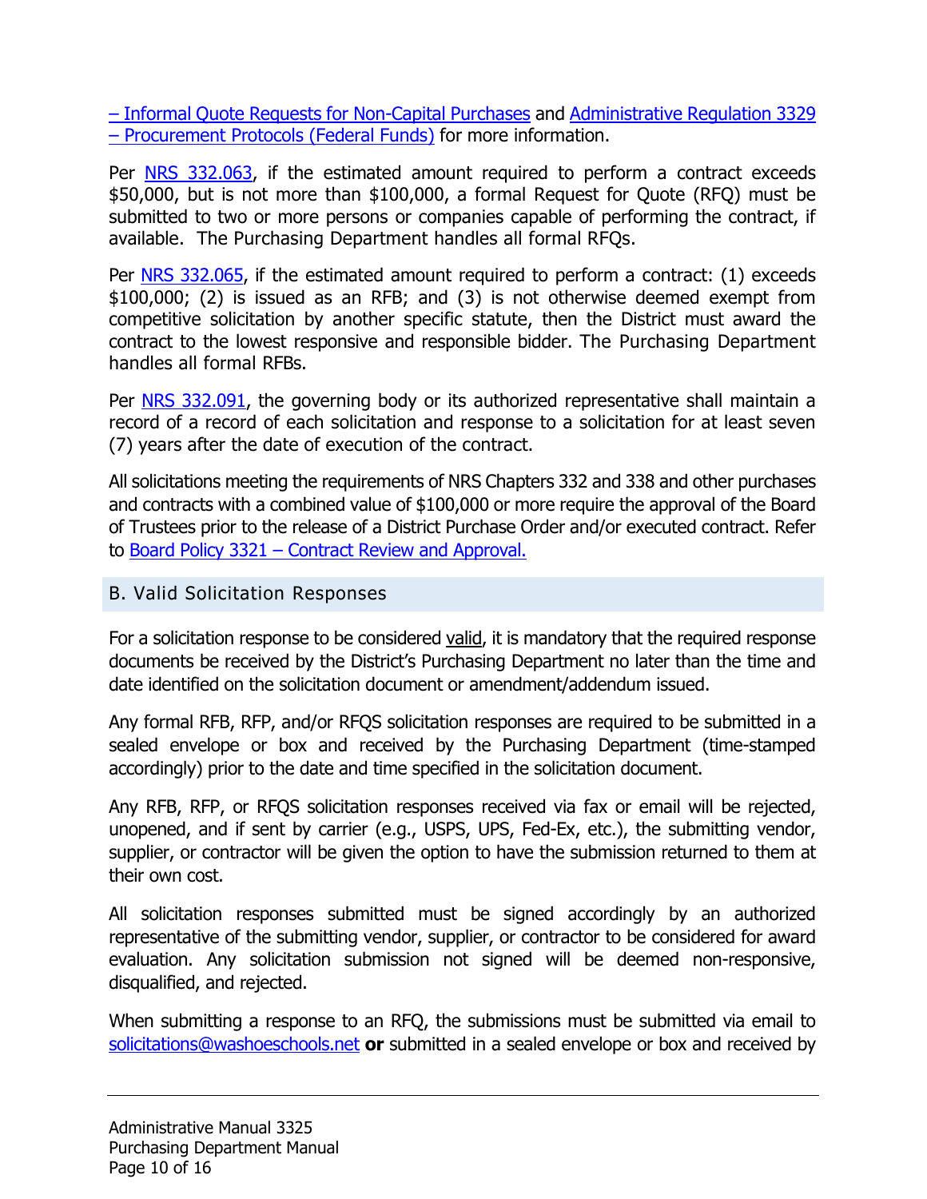[– Informal Quote Requests for Non-Capital Purchases] and [Administrative Regulation 3329 – Procurement Protocols (Federal Funds)] for more information.

Per [NRS 332.063], if the estimated amount required to perform a contract exceeds $50,000, but is not more than $100,000, a formal Request for Quote (RFQ) must be submitted to two or more persons or companies capable of performing the contract, if available. The Purchasing Department handles all formal RFQs.

Per [NRS 332.065], if the estimated amount required to perform a contract: (1) exceeds $100,000; (2) is issued as an RFB; and (3) is not otherwise deemed exempt from competitive solicitation by another specific statute, then the District must award the contract to the lowest responsive and responsible bidder. The Purchasing Department handles all formal RFBs.

Per [NRS 332.091], the governing body or its authorized representative shall maintain a record of a record of each solicitation and response to a solicitation for at least seven (7) years after the date of execution of the contract.

All solicitations meeting the requirements of NRS Chapters 332 and 338 and other purchases and contracts with a combined value of $100,000 or more require the approval of the Board of Trustees prior to the release of a District Purchase Order and/or executed contract. Refer to [Board Policy 3321 – Contract Review and Approval.]

## B. Valid Solicitation Responses

For a solicitation response to be considered valid, it is mandatory that the required response documents be received by the District's Purchasing Department no later than the time and date identified on the solicitation document or amendment/addendum issued.

Any formal RFB, RFP, and/or RFQS solicitation responses are required to be submitted in a sealed envelope or box and received by the Purchasing Department (time-stamped accordingly) prior to the date and time specified in the solicitation document.

Any RFB, RFP, or RFQS solicitation responses received via fax or email will be rejected, unopened, and if sent by carrier (e.g., USPS, UPS, Fed-Ex, etc.), the submitting vendor, supplier, or contractor will be given the option to have the submission returned to them at their own cost.

All solicitation responses submitted must be signed accordingly by an authorized representative of the submitting vendor, supplier, or contractor to be considered for award evaluation. Any solicitation submission not signed will be deemed non-responsive, disqualified, and rejected.

When submitting a response to an RFQ, the submissions must be submitted via email to solicitations@washoeschools.net **or** submitted in a sealed envelope or box and received by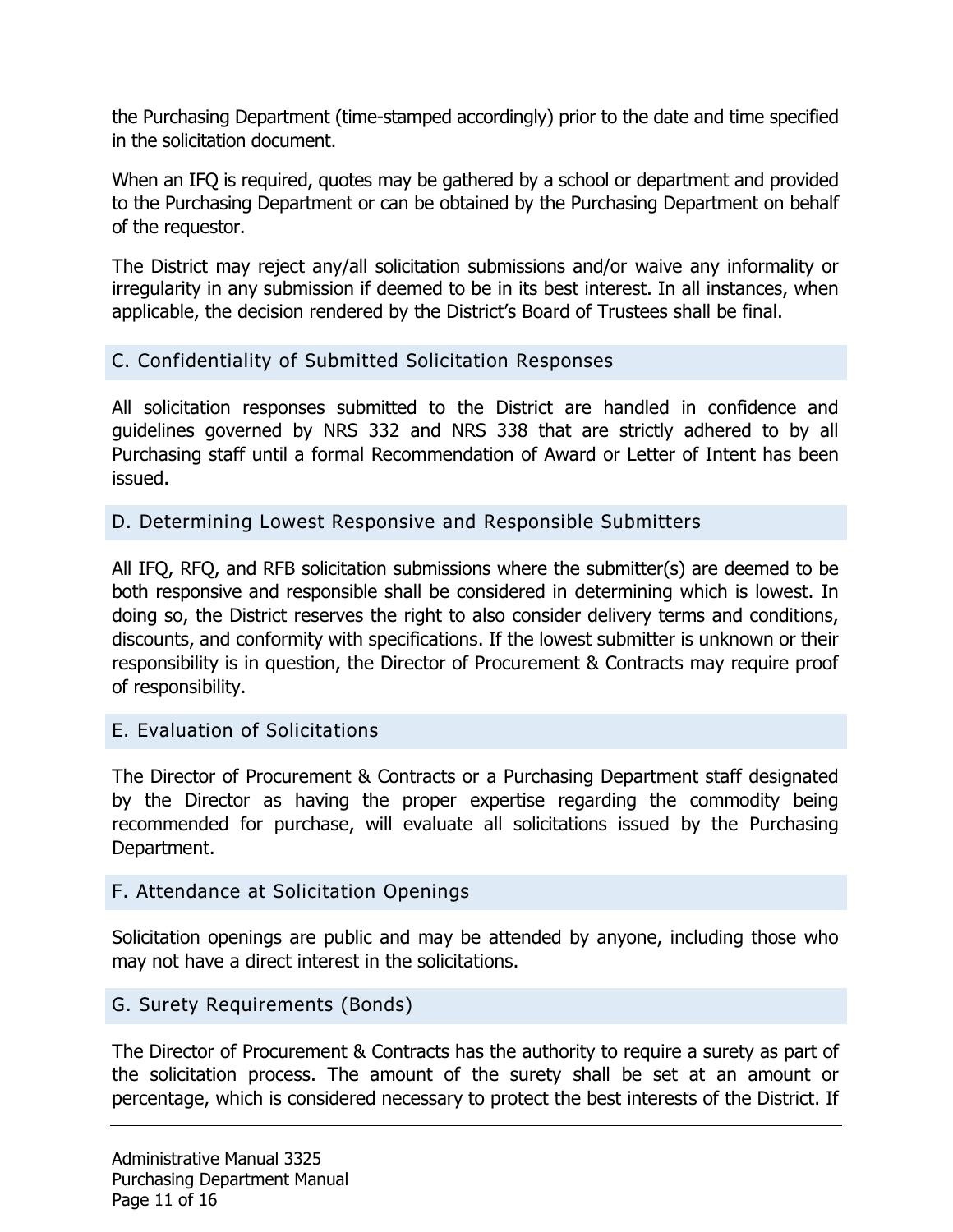the Purchasing Department (time-stamped accordingly) prior to the date and time specified in the solicitation document.

When an IFQ is required, quotes may be gathered by a school or department and provided to the Purchasing Department or can be obtained by the Purchasing Department on behalf of the requestor.

The District may reject any/all solicitation submissions and/or waive any informality or irregularity in any submission if deemed to be in its best interest. In all instances, when applicable, the decision rendered by the District's Board of Trustees shall be final.

## C. Confidentiality of Submitted Solicitation Responses

All solicitation responses submitted to the District are handled in confidence and guidelines governed by NRS 332 and NRS 338 that are strictly adhered to by all Purchasing staff until a formal Recommendation of Award or Letter of Intent has been issued.

## D. Determining Lowest Responsive and Responsible Submitters

All IFQ, RFQ, and RFB solicitation submissions where the submitter(s) are deemed to be both responsive and responsible shall be considered in determining which is lowest. In doing so, the District reserves the right to also consider delivery terms and conditions, discounts, and conformity with specifications. If the lowest submitter is unknown or their responsibility is in question, the Director of Procurement & Contracts may require proof of responsibility.

## E. Evaluation of Solicitations

The Director of Procurement & Contracts or a Purchasing Department staff designated by the Director as having the proper expertise regarding the commodity being recommended for purchase, will evaluate all solicitations issued by the Purchasing Department.

## F. Attendance at Solicitation Openings

Solicitation openings are public and may be attended by anyone, including those who may not have a direct interest in the solicitations.

## G. Surety Requirements (Bonds)

The Director of Procurement & Contracts has the authority to require a surety as part of the solicitation process. The amount of the surety shall be set at an amount or percentage, which is considered necessary to protect the best interests of the District. If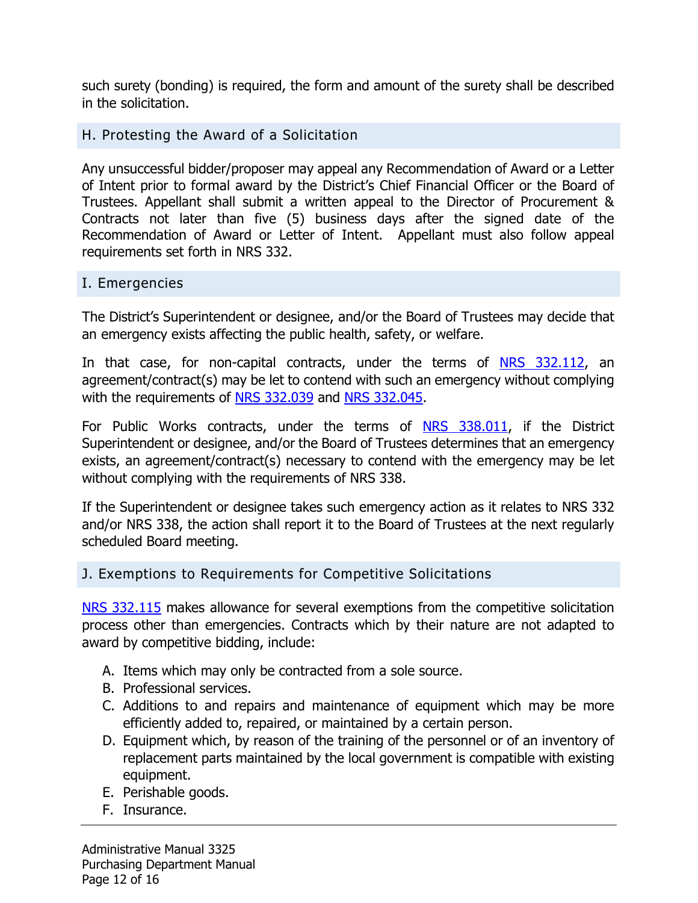such surety (bonding) is required, the form and amount of the surety shall be described in the solicitation.

## H. Protesting the Award of a Solicitation

Any unsuccessful bidder/proposer may appeal any Recommendation of Award or a Letter of Intent prior to formal award by the District's Chief Financial Officer or the Board of Trustees. Appellant shall submit a written appeal to the Director of Procurement & Contracts not later than five (5) business days after the signed date of the Recommendation of Award or Letter of Intent. Appellant must also follow appeal requirements set forth in NRS 332.

## I. Emergencies

The District's Superintendent or designee, and/or the Board of Trustees may decide that an emergency exists affecting the public health, safety, or welfare.

In that case, for non-capital contracts, under the terms of NRS 332.112, an agreement/contract(s) may be let to contend with such an emergency without complying with the requirements of NRS 332.039 and NRS 332.045.

For Public Works contracts, under the terms of NRS 338.011, if the District Superintendent or designee, and/or the Board of Trustees determines that an emergency exists, an agreement/contract(s) necessary to contend with the emergency may be let without complying with the requirements of NRS 338.

If the Superintendent or designee takes such emergency action as it relates to NRS 332 and/or NRS 338, the action shall report it to the Board of Trustees at the next regularly scheduled Board meeting.

## J. Exemptions to Requirements for Competitive Solicitations

NRS 332.115 makes allowance for several exemptions from the competitive solicitation process other than emergencies. Contracts which by their nature are not adapted to award by competitive bidding, include:

A. Items which may only be contracted from a sole source.
B. Professional services.
C. Additions to and repairs and maintenance of equipment which may be more efficiently added to, repaired, or maintained by a certain person.
D. Equipment which, by reason of the training of the personnel or of an inventory of replacement parts maintained by the local government is compatible with existing equipment.
E. Perishable goods.
F. Insurance.

Administrative Manual 3325
Purchasing Department Manual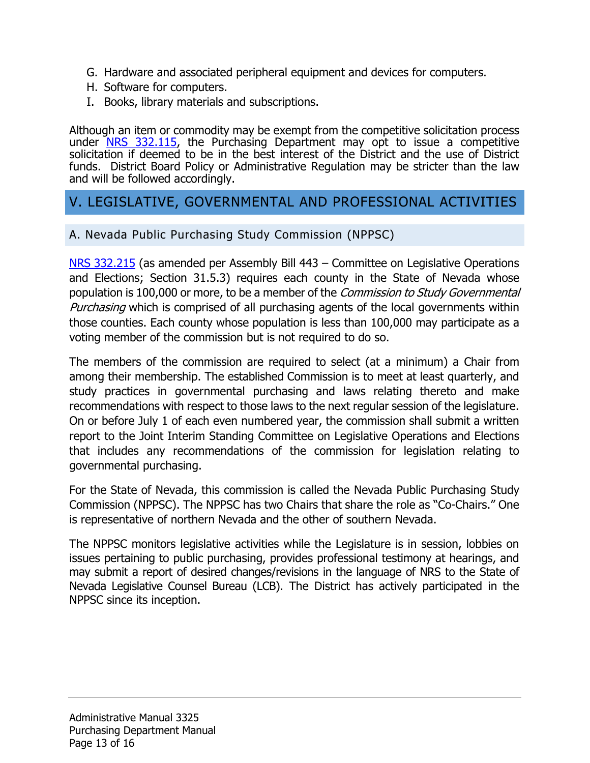G. Hardware and associated peripheral equipment and devices for computers.
H. Software for computers.
I. Books, library materials and subscriptions.

Although an item or commodity may be exempt from the competitive solicitation process under [NRS 332.115](), the Purchasing Department may opt to issue a competitive solicitation if deemed to be in the best interest of the District and the use of District funds. District Board Policy or Administrative Regulation may be stricter than the law and will be followed accordingly.

## V. LEGISLATIVE, GOVERNMENTAL AND PROFESSIONAL ACTIVITIES

### A. Nevada Public Purchasing Study Commission (NPPSC)

[NRS 332.215]() (as amended per Assembly Bill 443 – Committee on Legislative Operations and Elections; Section 31.5.3) requires each county in the State of Nevada whose population is 100,000 or more, to be a member of the *Commission to Study Governmental Purchasing* which is comprised of all purchasing agents of the local governments within those counties. Each county whose population is less than 100,000 may participate as a voting member of the commission but is not required to do so.

The members of the commission are required to select (at a minimum) a Chair from among their membership. The established Commission is to meet at least quarterly, and study practices in governmental purchasing and laws relating thereto and make recommendations with respect to those laws to the next regular session of the legislature. On or before July 1 of each even numbered year, the commission shall submit a written report to the Joint Interim Standing Committee on Legislative Operations and Elections that includes any recommendations of the commission for legislation relating to governmental purchasing.

For the State of Nevada, this commission is called the Nevada Public Purchasing Study Commission (NPPSC). The NPPSC has two Chairs that share the role as "Co-Chairs." One is representative of northern Nevada and the other of southern Nevada.

The NPPSC monitors legislative activities while the Legislature is in session, lobbies on issues pertaining to public purchasing, provides professional testimony at hearings, and may submit a report of desired changes/revisions in the language of NRS to the State of Nevada Legislative Counsel Bureau (LCB). The District has actively participated in the NPPSC since its inception.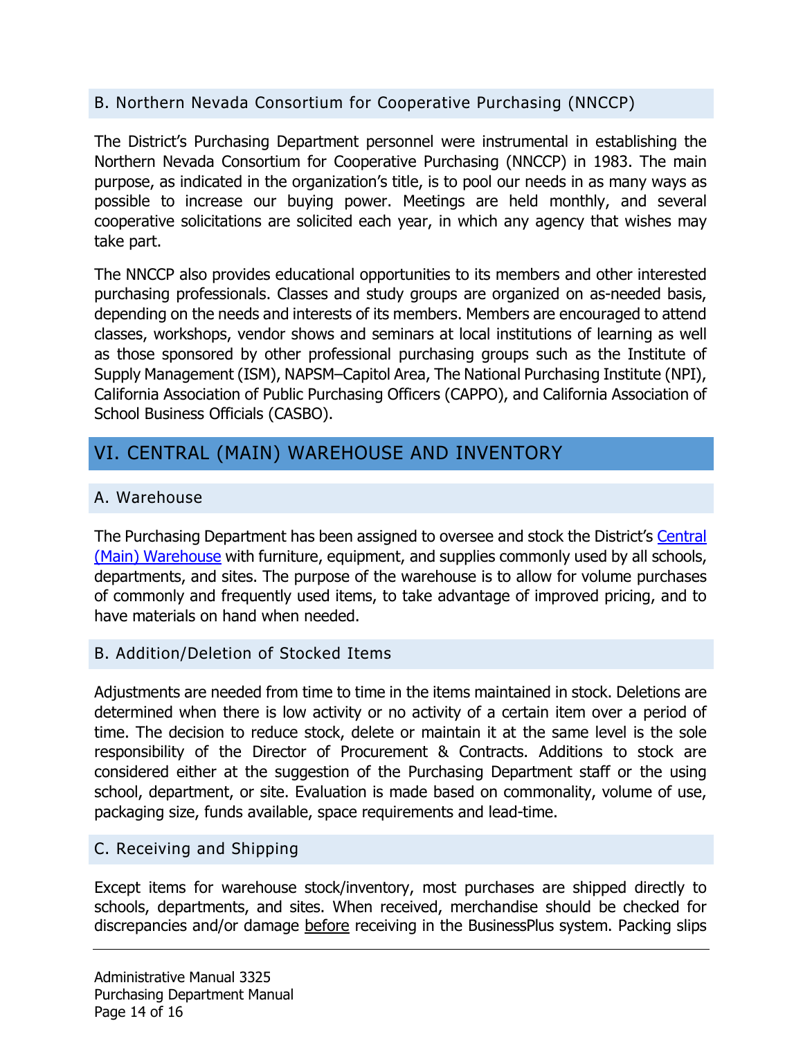### B. Northern Nevada Consortium for Cooperative Purchasing (NNCCP)

The District's Purchasing Department personnel were instrumental in establishing the Northern Nevada Consortium for Cooperative Purchasing (NNCCP) in 1983. The main purpose, as indicated in the organization's title, is to pool our needs in as many ways as possible to increase our buying power. Meetings are held monthly, and several cooperative solicitations are solicited each year, in which any agency that wishes may take part.

The NNCCP also provides educational opportunities to its members and other interested purchasing professionals. Classes and study groups are organized on as-needed basis, depending on the needs and interests of its members. Members are encouraged to attend classes, workshops, vendor shows and seminars at local institutions of learning as well as those sponsored by other professional purchasing groups such as the Institute of Supply Management (ISM), NAPSM–Capitol Area, The National Purchasing Institute (NPI), California Association of Public Purchasing Officers (CAPPO), and California Association of School Business Officials (CASBO).

## VI. CENTRAL (MAIN) WAREHOUSE AND INVENTORY

### A. Warehouse

The Purchasing Department has been assigned to oversee and stock the District's [Central (Main) Warehouse]() with furniture, equipment, and supplies commonly used by all schools, departments, and sites. The purpose of the warehouse is to allow for volume purchases of commonly and frequently used items, to take advantage of improved pricing, and to have materials on hand when needed.

### B. Addition/Deletion of Stocked Items

Adjustments are needed from time to time in the items maintained in stock. Deletions are determined when there is low activity or no activity of a certain item over a period of time. The decision to reduce stock, delete or maintain it at the same level is the sole responsibility of the Director of Procurement & Contracts. Additions to stock are considered either at the suggestion of the Purchasing Department staff or the using school, department, or site. Evaluation is made based on commonality, volume of use, packaging size, funds available, space requirements and lead-time.

### C. Receiving and Shipping

Except items for warehouse stock/inventory, most purchases are shipped directly to schools, departments, and sites. When received, merchandise should be checked for discrepancies and/or damage <u>before</u> receiving in the BusinessPlus system. Packing slips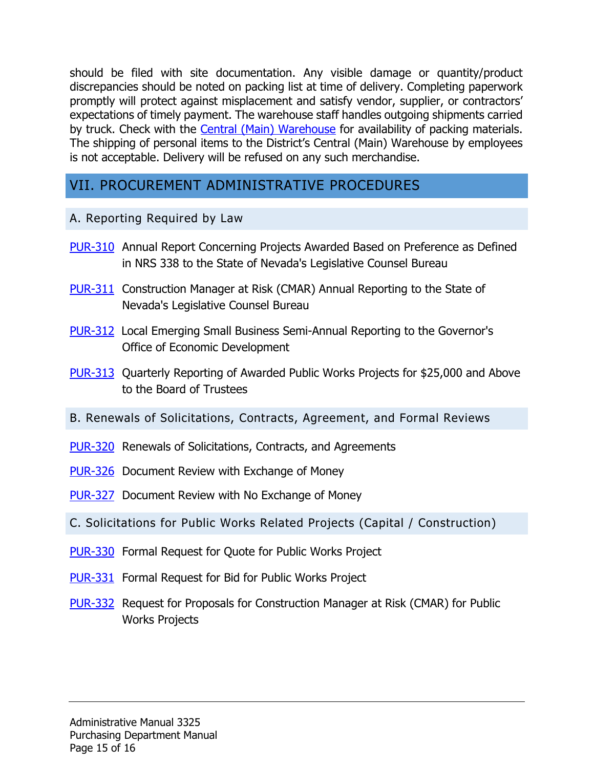should be filed with site documentation. Any visible damage or quantity/product discrepancies should be noted on packing list at time of delivery. Completing paperwork promptly will protect against misplacement and satisfy vendor, supplier, or contractors' expectations of timely payment. The warehouse staff handles outgoing shipments carried by truck. Check with the Central (Main) Warehouse for availability of packing materials. The shipping of personal items to the District's Central (Main) Warehouse by employees is not acceptable. Delivery will be refused on any such merchandise.

## VII. PROCUREMENT ADMINISTRATIVE PROCEDURES

### A. Reporting Required by Law

PUR-310 Annual Report Concerning Projects Awarded Based on Preference as Defined in NRS 338 to the State of Nevada's Legislative Counsel Bureau

PUR-311 Construction Manager at Risk (CMAR) Annual Reporting to the State of Nevada's Legislative Counsel Bureau

PUR-312 Local Emerging Small Business Semi-Annual Reporting to the Governor's Office of Economic Development

PUR-313 Quarterly Reporting of Awarded Public Works Projects for $25,000 and Above to the Board of Trustees

### B. Renewals of Solicitations, Contracts, Agreement, and Formal Reviews

PUR-320 Renewals of Solicitations, Contracts, and Agreements

PUR-326 Document Review with Exchange of Money

PUR-327 Document Review with No Exchange of Money

### C. Solicitations for Public Works Related Projects (Capital / Construction)

PUR-330 Formal Request for Quote for Public Works Project

PUR-331 Formal Request for Bid for Public Works Project

PUR-332 Request for Proposals for Construction Manager at Risk (CMAR) for Public Works Projects

Administrative Manual 3325
Purchasing Department Manual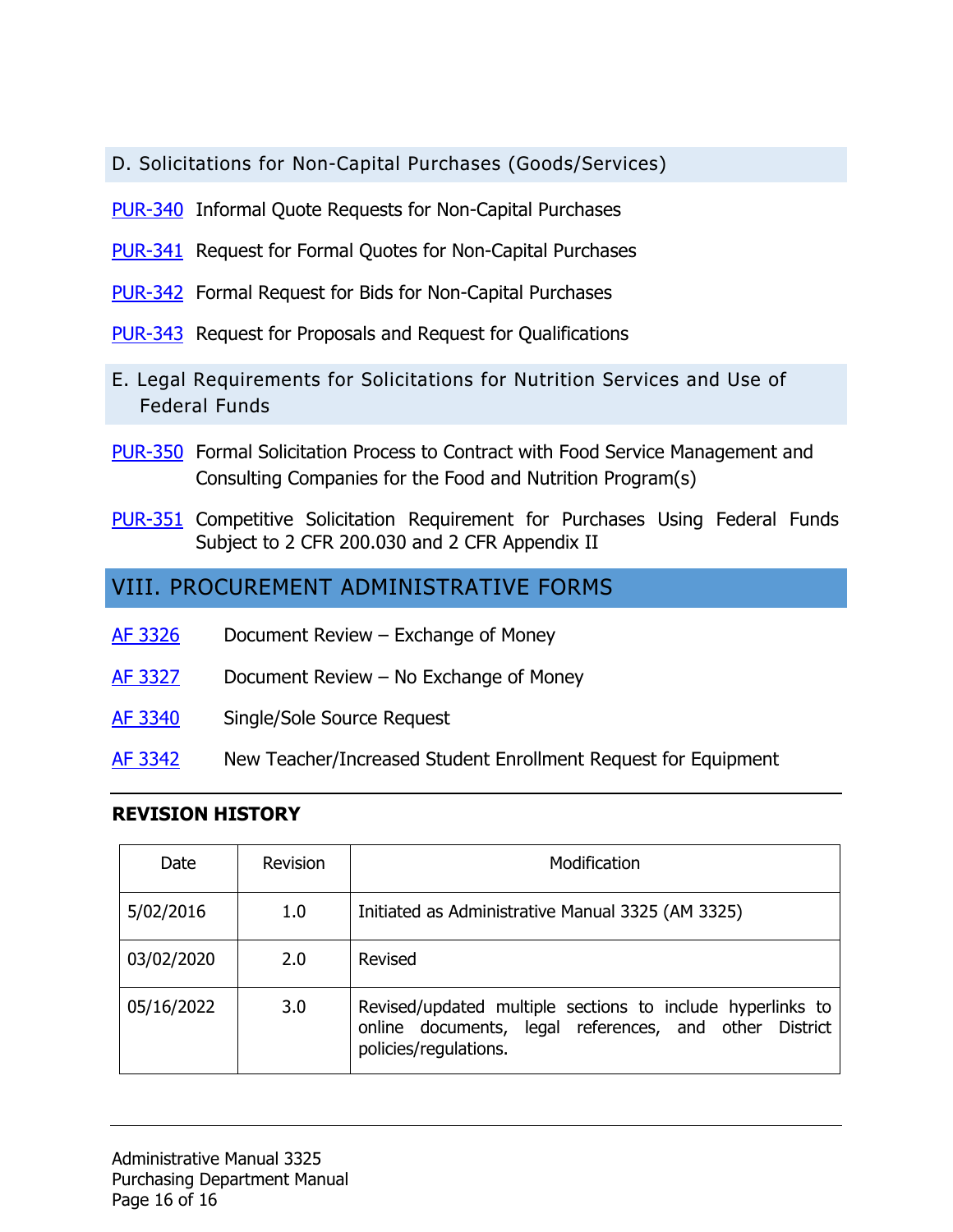### D. Solicitations for Non-Capital Purchases (Goods/Services)

PUR-340 Informal Quote Requests for Non-Capital Purchases

PUR-341 Request for Formal Quotes for Non-Capital Purchases

PUR-342 Formal Request for Bids for Non-Capital Purchases

PUR-343 Request for Proposals and Request for Qualifications

### E. Legal Requirements for Solicitations for Nutrition Services and Use of Federal Funds

PUR-350 Formal Solicitation Process to Contract with Food Service Management and Consulting Companies for the Food and Nutrition Program(s)

PUR-351 Competitive Solicitation Requirement for Purchases Using Federal Funds Subject to 2 CFR 200.030 and 2 CFR Appendix II

## VIII. PROCUREMENT ADMINISTRATIVE FORMS

AF 3326 Document Review – Exchange of Money

AF 3327 Document Review – No Exchange of Money

AF 3340 Single/Sole Source Request

AF 3342 New Teacher/Increased Student Enrollment Request for Equipment

**REVISION HISTORY**

| Date | Revision | Modification |
|---|---|---|
| 5/02/2016 | 1.0 | Initiated as Administrative Manual 3325 (AM 3325) |
| 03/02/2020 | 2.0 | Revised |
| 05/16/2022 | 3.0 | Revised/updated multiple sections to include hyperlinks to online documents, legal references, and other District policies/regulations. |